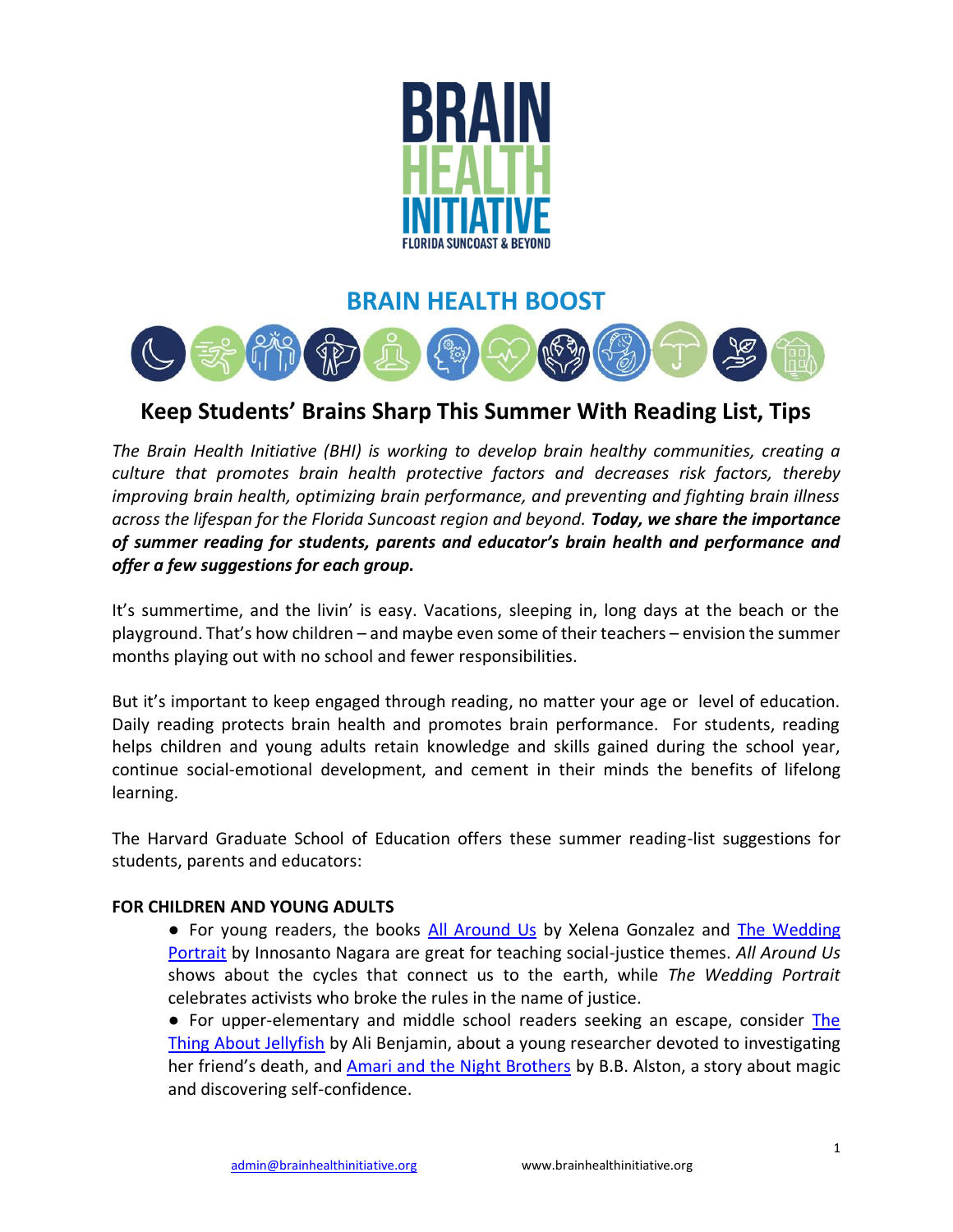# BRAIN HEALTH INITIATIVE

FLORIDA SUNCOAST & BEYOND

## BRAIN HEALTH BOOST

## Keep Students' Brains Sharp This Summer With Reading List, Tips

*The Brain Health Initiative (BHI) is working to develop brain healthy communities, creating a culture that promotes brain health protective factors and decreases risk factors, thereby improving brain health, optimizing brain performance, and preventing and fighting brain illness across the lifespan for the Florida Suncoast region and beyond.* ***Today, we share the importance of summer reading for students, parents and educator's brain health and performance and offer a few suggestions for each group.***

It's summertime, and the livin' is easy. Vacations, sleeping in, long days at the beach or the playground. That's how children – and maybe even some of their teachers – envision the summer months playing out with no school and fewer responsibilities.

But it's important to keep engaged through reading, no matter your age or level of education. Daily reading protects brain health and promotes brain performance. For students, reading helps children and young adults retain knowledge and skills gained during the school year, continue social-emotional development, and cement in their minds the benefits of lifelong learning.

The Harvard Graduate School of Education offers these summer reading-list suggestions for students, parents and educators:

**FOR CHILDREN AND YOUNG ADULTS**

- For young readers, the books All Around Us by Xelena Gonzalez and The Wedding Portrait by Innosanto Nagara are great for teaching social-justice themes. *All Around Us* shows about the cycles that connect us to the earth, while *The Wedding Portrait* celebrates activists who broke the rules in the name of justice.
- For upper-elementary and middle school readers seeking an escape, consider The Thing About Jellyfish by Ali Benjamin, about a young researcher devoted to investigating her friend's death, and Amari and the Night Brothers by B.B. Alston, a story about magic and discovering self-confidence.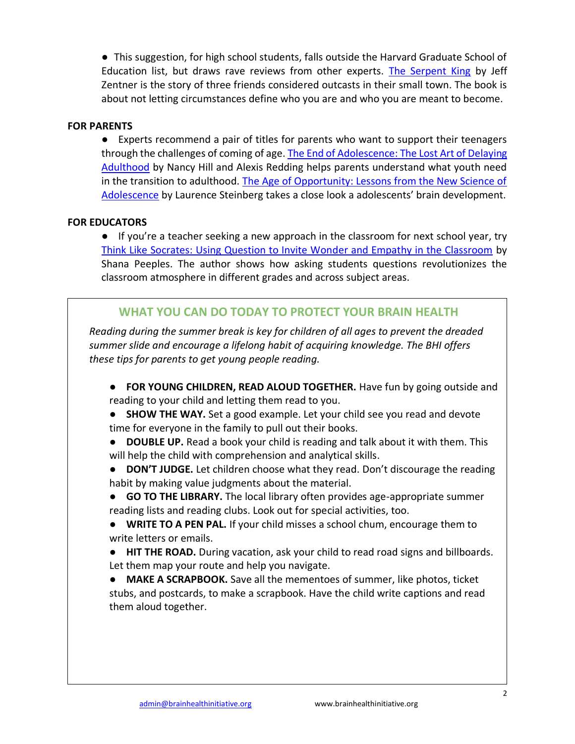- This suggestion, for high school students, falls outside the Harvard Graduate School of Education list, but draws rave reviews from other experts. [The Serpent King](#) by Jeff Zentner is the story of three friends considered outcasts in their small town. The book is about not letting circumstances define who you are and who you are meant to become.

**FOR PARENTS**

- Experts recommend a pair of titles for parents who want to support their teenagers through the challenges of coming of age. [The End of Adolescence: The Lost Art of Delaying Adulthood](#) by Nancy Hill and Alexis Redding helps parents understand what youth need in the transition to adulthood. [The Age of Opportunity: Lessons from the New Science of Adolescence](#) by Laurence Steinberg takes a close look a adolescents' brain development.

**FOR EDUCATORS**

- If you're a teacher seeking a new approach in the classroom for next school year, try [Think Like Socrates: Using Question to Invite Wonder and Empathy in the Classroom](#) by Shana Peeples. The author shows how asking students questions revolutionizes the classroom atmosphere in different grades and across subject areas.

## WHAT YOU CAN DO TODAY TO PROTECT YOUR BRAIN HEALTH

*Reading during the summer break is key for children of all ages to prevent the dreaded summer slide and encourage a lifelong habit of acquiring knowledge. The BHI offers these tips for parents to get young people reading.*

- **FOR YOUNG CHILDREN, READ ALOUD TOGETHER.** Have fun by going outside and reading to your child and letting them read to you.
- **SHOW THE WAY.** Set a good example. Let your child see you read and devote time for everyone in the family to pull out their books.
- **DOUBLE UP.** Read a book your child is reading and talk about it with them. This will help the child with comprehension and analytical skills.
- **DON'T JUDGE.** Let children choose what they read. Don't discourage the reading habit by making value judgments about the material.
- **GO TO THE LIBRARY.** The local library often provides age-appropriate summer reading lists and reading clubs. Look out for special activities, too.
- **WRITE TO A PEN PAL.** If your child misses a school chum, encourage them to write letters or emails.
- **HIT THE ROAD.** During vacation, ask your child to read road signs and billboards. Let them map your route and help you navigate.
- **MAKE A SCRAPBOOK.** Save all the mementoes of summer, like photos, ticket stubs, and postcards, to make a scrapbook. Have the child write captions and read them aloud together.

admin@brainhealthinitiative.org www.brainhealthinitiative.org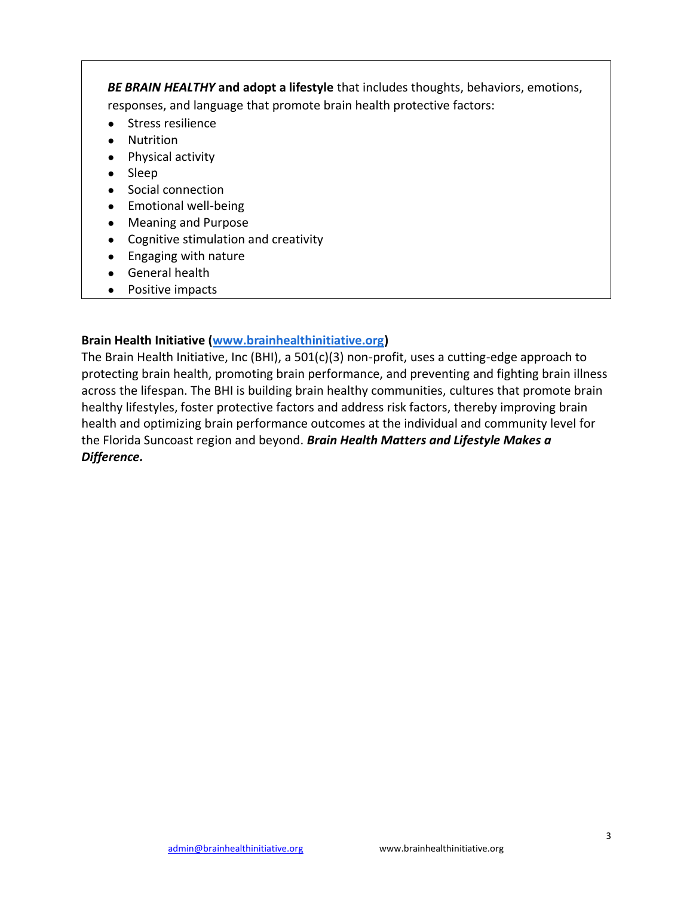***BE BRAIN HEALTHY* and adopt a lifestyle** that includes thoughts, behaviors, emotions, responses, and language that promote brain health protective factors:

- Stress resilience
- Nutrition
- Physical activity
- Sleep
- Social connection
- Emotional well-being
- Meaning and Purpose
- Cognitive stimulation and creativity
- Engaging with nature
- General health
- Positive impacts

**Brain Health Initiative ([www.brainhealthinitiative.org](http://www.brainhealthinitiative.org))**

The Brain Health Initiative, Inc (BHI), a 501(c)(3) non-profit, uses a cutting-edge approach to protecting brain health, promoting brain performance, and preventing and fighting brain illness across the lifespan. The BHI is building brain healthy communities, cultures that promote brain healthy lifestyles, foster protective factors and address risk factors, thereby improving brain health and optimizing brain performance outcomes at the individual and community level for the Florida Suncoast region and beyond. ***Brain Health Matters and Lifestyle Makes a Difference.***